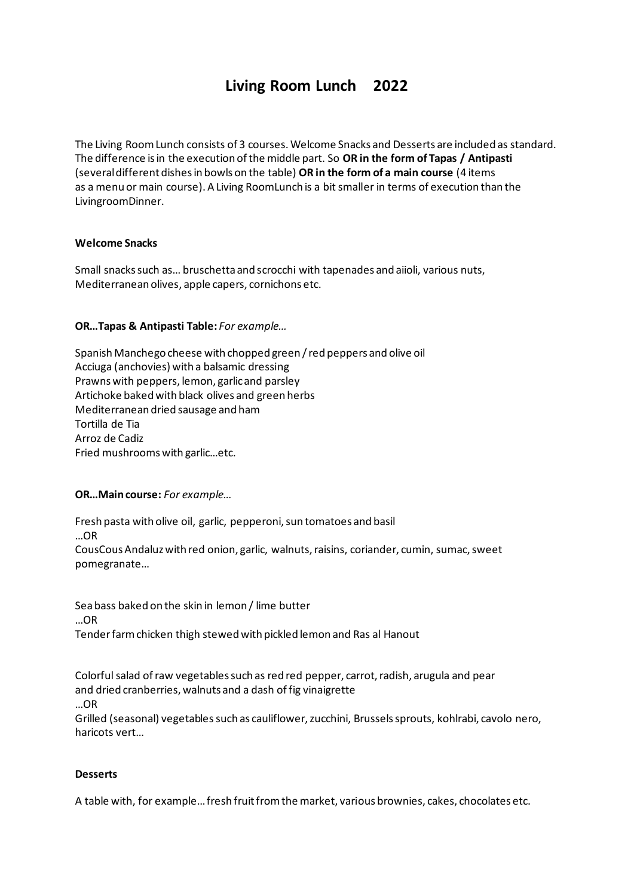# Living Room Lunch    2022

The Living Room Lunch consists of 3 courses. Welcome Snacks and Desserts are included as standard. The difference is in the execution of the middle part. So **OR in the form of Tapas / Antipasti** (several different dishes in bowls on the table) **OR in the form of a main course** (4 items as a menu or main course). A Living RoomLunch is a bit smaller in terms of execution than the LivingroomDinner.

**Welcome Snacks**

Small snacks such as... bruschetta and scrocchi with tapenades and aiioli, various nuts, Mediterranean olives, apple capers, cornichons etc.

**OR...Tapas & Antipasti Table:** *For example...*

Spanish Manchego cheese with chopped green / red peppers and olive oil
Acciuga (anchovies) with a balsamic dressing
Prawns with peppers, lemon, garlic and parsley
Artichoke baked with black olives and green herbs
Mediterranean dried sausage and ham
Tortilla de Tia
Arroz de Cadiz
Fried mushrooms with garlic...etc.

**OR...Main course:** *For example...*

Fresh pasta with olive oil, garlic, pepperoni, sun tomatoes and basil
...OR
CousCous Andaluz with red onion, garlic, walnuts, raisins, coriander, cumin, sumac, sweet pomegranate...

Sea bass baked on the skin in lemon / lime butter
...OR
Tender farm chicken thigh stewed with pickled lemon and Ras al Hanout

Colorful salad of raw vegetables such as red red pepper, carrot, radish, arugula and pear and dried cranberries, walnuts and a dash of fig vinaigrette
...OR
Grilled (seasonal) vegetables such as cauliflower, zucchini, Brussels sprouts, kohlrabi, cavolo nero, haricots vert...

**Desserts**

A table with, for example... fresh fruit from the market, various brownies, cakes, chocolates etc.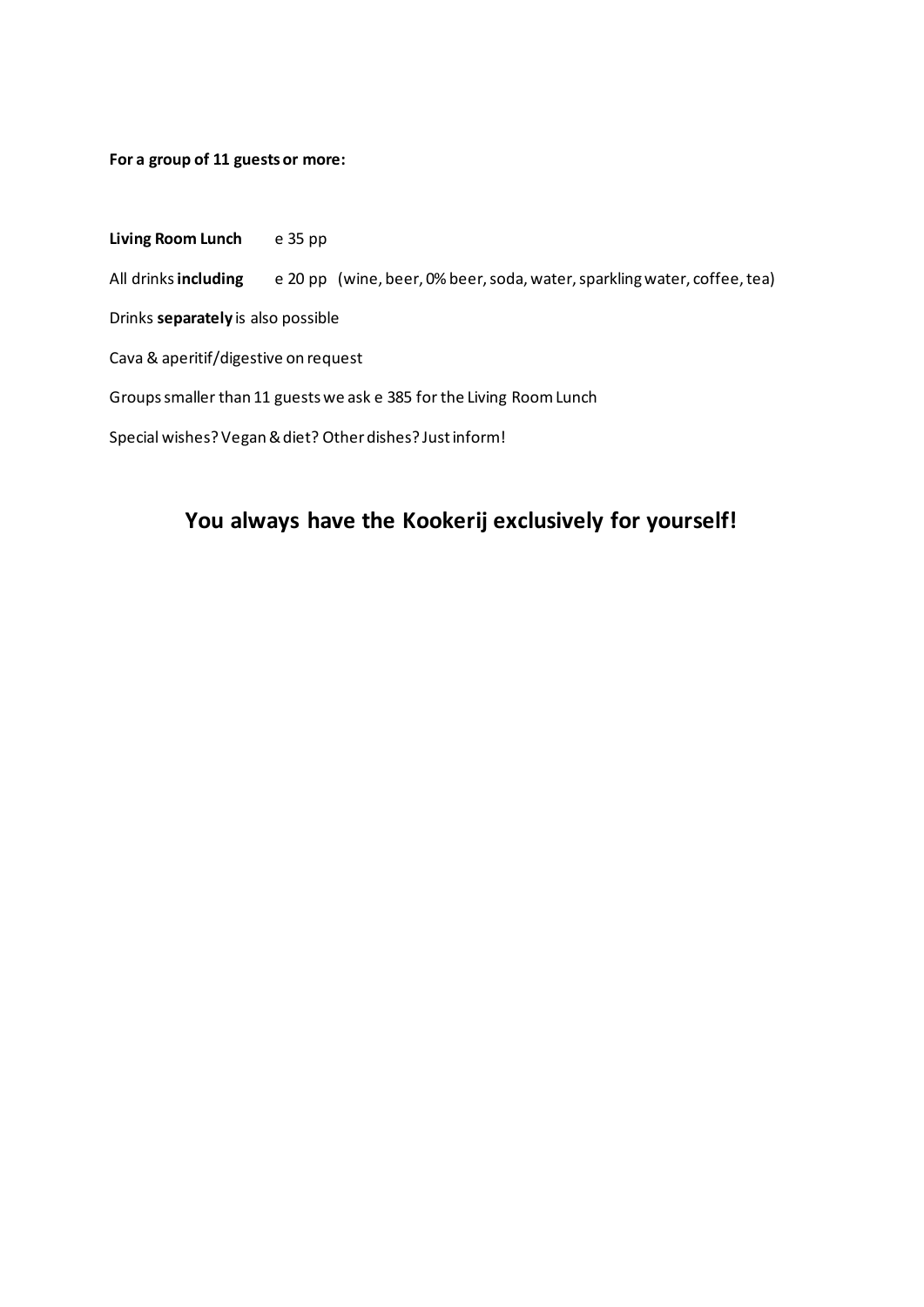**For a group of 11 guests or more:**

**Living Room Lunch** e 35 pp

All drinks **including** e 20 pp (wine, beer, 0% beer, soda, water, sparkling water, coffee, tea)

Drinks **separately** is also possible

Cava & aperitif/digestive on request

Groups smaller than 11 guests we ask e 385 for the Living Room Lunch

Special wishes? Vegan & diet? Other dishes? Just inform!

## You always have the Kookerij exclusively for yourself!